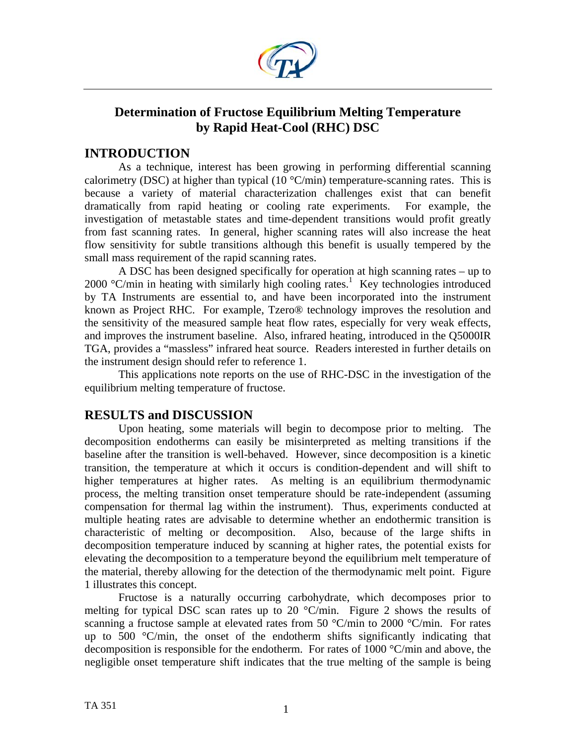# Determination of Fructose Equilibrium Melting Temperature by Rapid Heat-Cool (RHC) DSC

## INTRODUCTION

As a technique, interest has been growing in performing differential scanning calorimetry (DSC) at higher than typical (10 °C/min) temperature-scanning rates. This is because a variety of material characterization challenges exist that can benefit dramatically from rapid heating or cooling rate experiments. For example, the investigation of metastable states and time-dependent transitions would profit greatly from fast scanning rates. In general, higher scanning rates will also increase the heat flow sensitivity for subtle transitions although this benefit is usually tempered by the small mass requirement of the rapid scanning rates.

A DSC has been designed specifically for operation at high scanning rates – up to 2000 °C/min in heating with similarly high cooling rates.[1] Key technologies introduced by TA Instruments are essential to, and have been incorporated into the instrument known as Project RHC. For example, Tzero® technology improves the resolution and the sensitivity of the measured sample heat flow rates, especially for very weak effects, and improves the instrument baseline. Also, infrared heating, introduced in the Q5000IR TGA, provides a "massless" infrared heat source. Readers interested in further details on the instrument design should refer to reference 1.

This applications note reports on the use of RHC-DSC in the investigation of the equilibrium melting temperature of fructose.

## RESULTS and DISCUSSION

Upon heating, some materials will begin to decompose prior to melting. The decomposition endotherms can easily be misinterpreted as melting transitions if the baseline after the transition is well-behaved. However, since decomposition is a kinetic transition, the temperature at which it occurs is condition-dependent and will shift to higher temperatures at higher rates. As melting is an equilibrium thermodynamic process, the melting transition onset temperature should be rate-independent (assuming compensation for thermal lag within the instrument). Thus, experiments conducted at multiple heating rates are advisable to determine whether an endothermic transition is characteristic of melting or decomposition. Also, because of the large shifts in decomposition temperature induced by scanning at higher rates, the potential exists for elevating the decomposition to a temperature beyond the equilibrium melt temperature of the material, thereby allowing for the detection of the thermodynamic melt point. Figure 1 illustrates this concept.

Fructose is a naturally occurring carbohydrate, which decomposes prior to melting for typical DSC scan rates up to 20 °C/min. Figure 2 shows the results of scanning a fructose sample at elevated rates from 50 °C/min to 2000 °C/min. For rates up to 500 °C/min, the onset of the endotherm shifts significantly indicating that decomposition is responsible for the endotherm. For rates of 1000 °C/min and above, the negligible onset temperature shift indicates that the true melting of the sample is being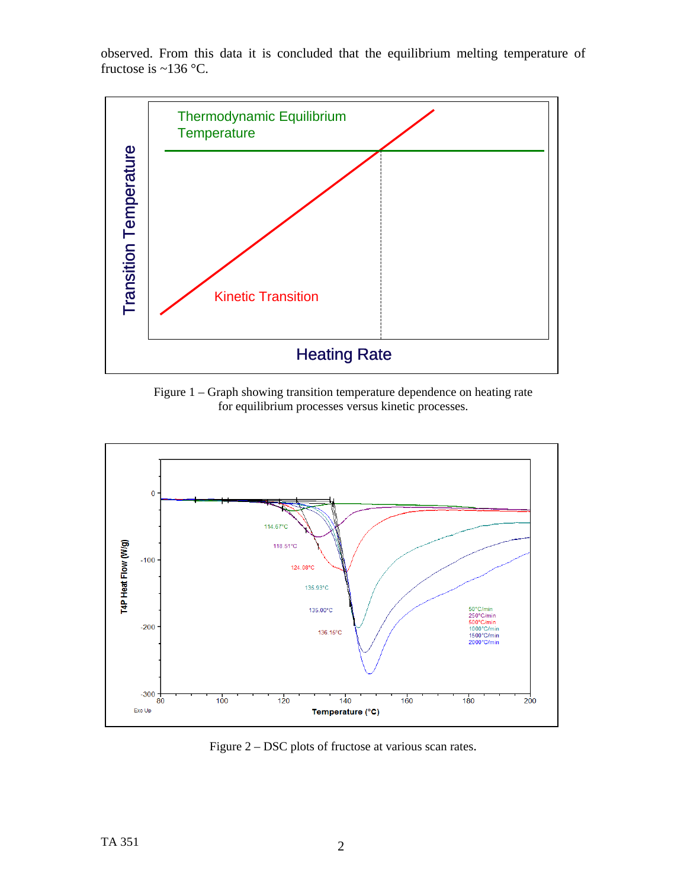observed. From this data it is concluded that the equilibrium melting temperature of fructose is ~136 °C.

Figure 1 – Graph showing transition temperature dependence on heating rate for equilibrium processes versus kinetic processes.

Figure 2 – DSC plots of fructose at various scan rates.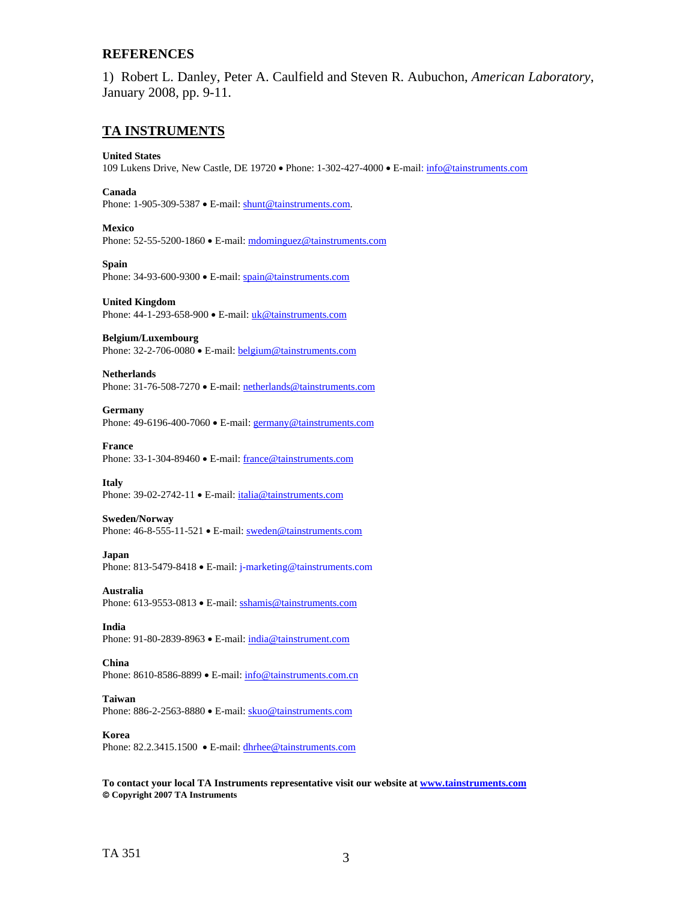## REFERENCES

1) Robert L. Danley, Peter A. Caulfield and Steven R. Aubuchon, *American Laboratory*, January 2008, pp. 9-11.

## TA INSTRUMENTS

**United States**
109 Lukens Drive, New Castle, DE 19720 • Phone: 1-302-427-4000 • E-mail: info@tainstruments.com

**Canada**
Phone: 1-905-309-5387 • E-mail: shunt@tainstruments.com.

**Mexico**
Phone: 52-55-5200-1860 • E-mail: mdominguez@tainstruments.com

**Spain**
Phone: 34-93-600-9300 • E-mail: spain@tainstruments.com

**United Kingdom**
Phone: 44-1-293-658-900 • E-mail: uk@tainstruments.com

**Belgium/Luxembourg**
Phone: 32-2-706-0080 • E-mail: belgium@tainstruments.com

**Netherlands**
Phone: 31-76-508-7270 • E-mail: netherlands@tainstruments.com

**Germany**
Phone: 49-6196-400-7060 • E-mail: germany@tainstruments.com

**France**
Phone: 33-1-304-89460 • E-mail: france@tainstruments.com

**Italy**
Phone: 39-02-2742-11 • E-mail: italia@tainstruments.com

**Sweden/Norway**
Phone: 46-8-555-11-521 • E-mail: sweden@tainstruments.com

**Japan**
Phone: 813-5479-8418 • E-mail: j-marketing@tainstruments.com

**Australia**
Phone: 613-9553-0813 • E-mail: sshamis@tainstruments.com

**India**
Phone: 91-80-2839-8963 • E-mail: india@tainstrument.com

**China**
Phone: 8610-8586-8899 • E-mail: info@tainstruments.com.cn

**Taiwan**
Phone: 886-2-2563-8880 • E-mail: skuo@tainstruments.com

**Korea**
Phone: 82.2.3415.1500 • E-mail: dhrhee@tainstruments.com

**To contact your local TA Instruments representative visit our website at www.tainstruments.com**
**© Copyright 2007 TA Instruments**

TA 351